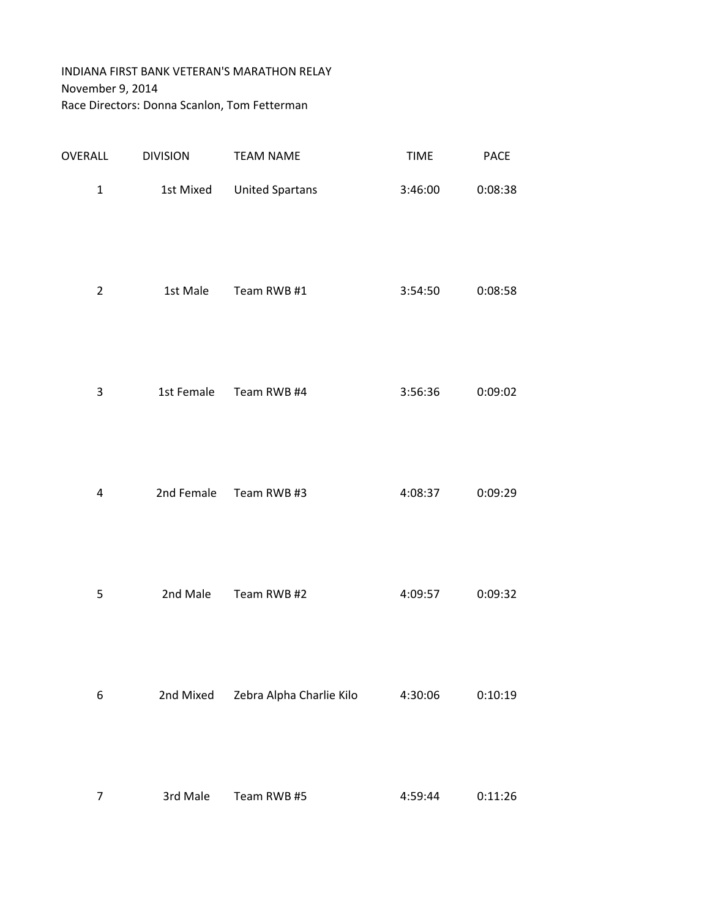INDIANA FIRST BANK VETERAN'S MARATHON RELAY
November 9, 2014
Race Directors: Donna Scanlon, Tom Fetterman

| OVERALL | DIVISION | TEAM NAME | TIME | PACE |
|---|---|---|---|---|
| 1 | 1st Mixed | United Spartans | 3:46:00 | 0:08:38 |
| 2 | 1st Male | Team RWB #1 | 3:54:50 | 0:08:58 |
| 3 | 1st Female | Team RWB #4 | 3:56:36 | 0:09:02 |
| 4 | 2nd Female | Team RWB #3 | 4:08:37 | 0:09:29 |
| 5 | 2nd Male | Team RWB #2 | 4:09:57 | 0:09:32 |
| 6 | 2nd Mixed | Zebra Alpha Charlie Kilo | 4:30:06 | 0:10:19 |
| 7 | 3rd Male | Team RWB #5 | 4:59:44 | 0:11:26 |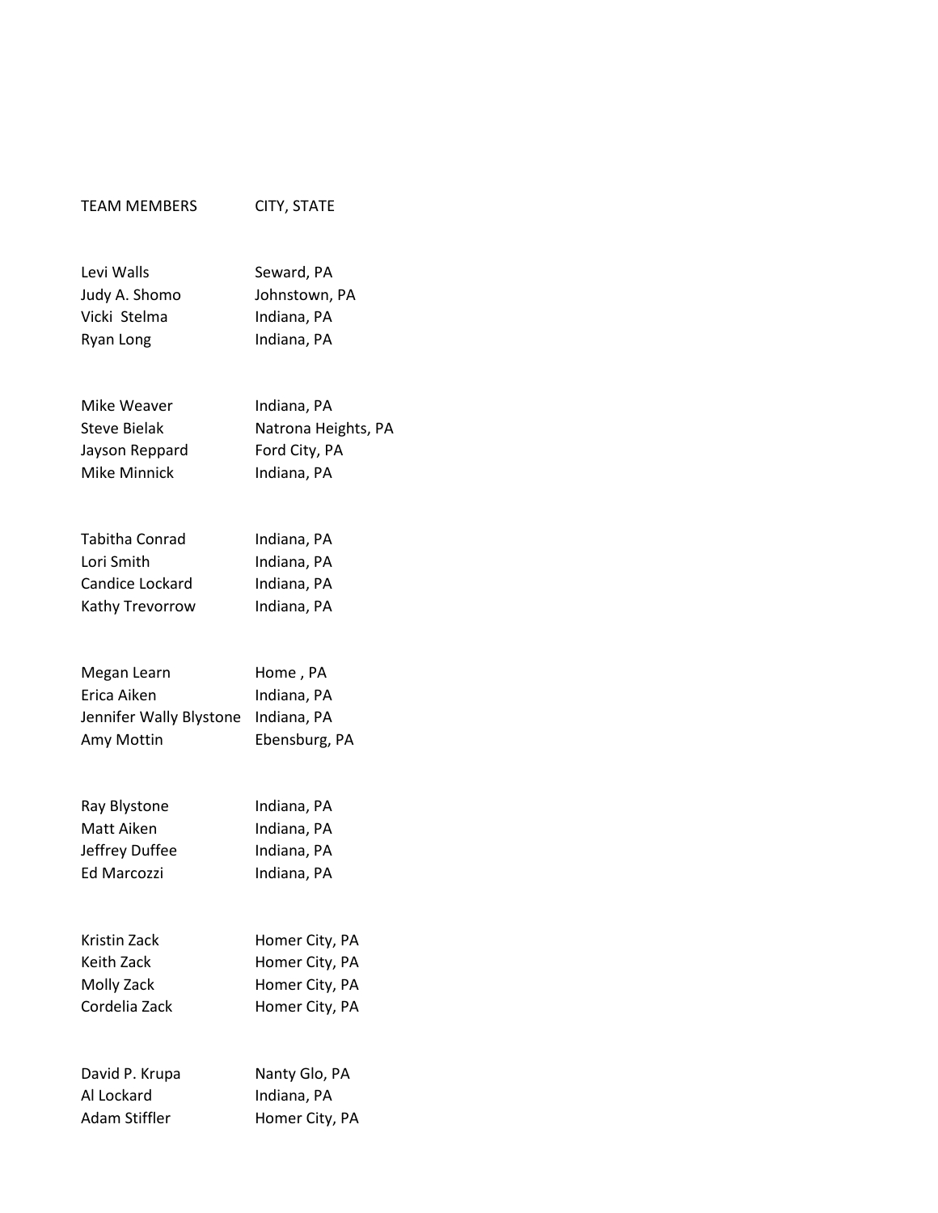| TEAM MEMBERS | CITY, STATE |
| --- | --- |
| Levi Walls | Seward, PA |
| Judy A. Shomo | Johnstown, PA |
| Vicki Stelma | Indiana, PA |
| Ryan Long | Indiana, PA |
| | |
| Mike Weaver | Indiana, PA |
| Steve Bielak | Natrona Heights, PA |
| Jayson Reppard | Ford City, PA |
| Mike Minnick | Indiana, PA |
| | |
| Tabitha Conrad | Indiana, PA |
| Lori Smith | Indiana, PA |
| Candice Lockard | Indiana, PA |
| Kathy Trevorrow | Indiana, PA |
| | |
| Megan Learn | Home , PA |
| Erica Aiken | Indiana, PA |
| Jennifer Wally Blystone | Indiana, PA |
| Amy Mottin | Ebensburg, PA |
| | |
| Ray Blystone | Indiana, PA |
| Matt Aiken | Indiana, PA |
| Jeffrey Duffee | Indiana, PA |
| Ed Marcozzi | Indiana, PA |
| | |
| Kristin Zack | Homer City, PA |
| Keith Zack | Homer City, PA |
| Molly Zack | Homer City, PA |
| Cordelia Zack | Homer City, PA |
| | |
| David P. Krupa | Nanty Glo, PA |
| Al Lockard | Indiana, PA |
| Adam Stiffler | Homer City, PA |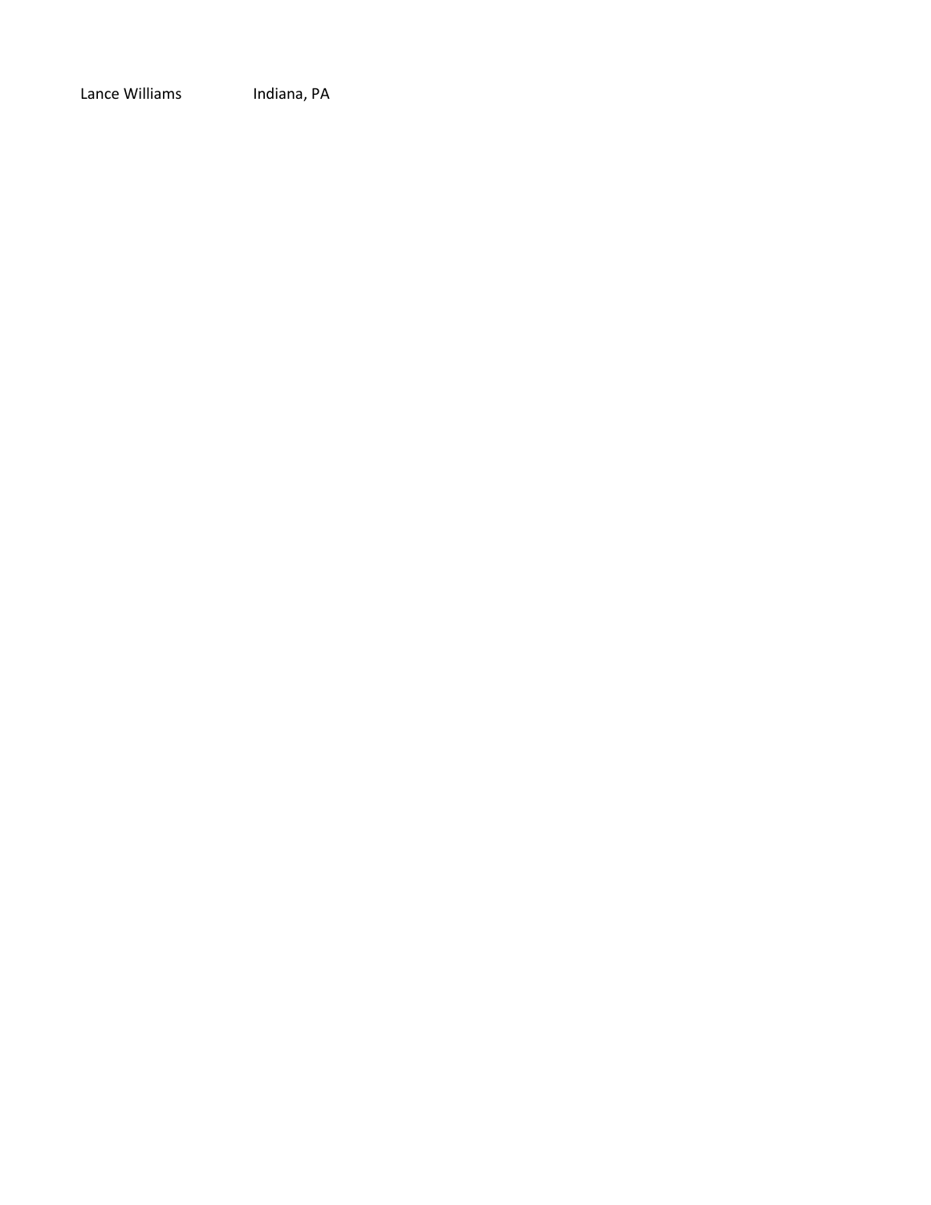Lance Williams Indiana, PA